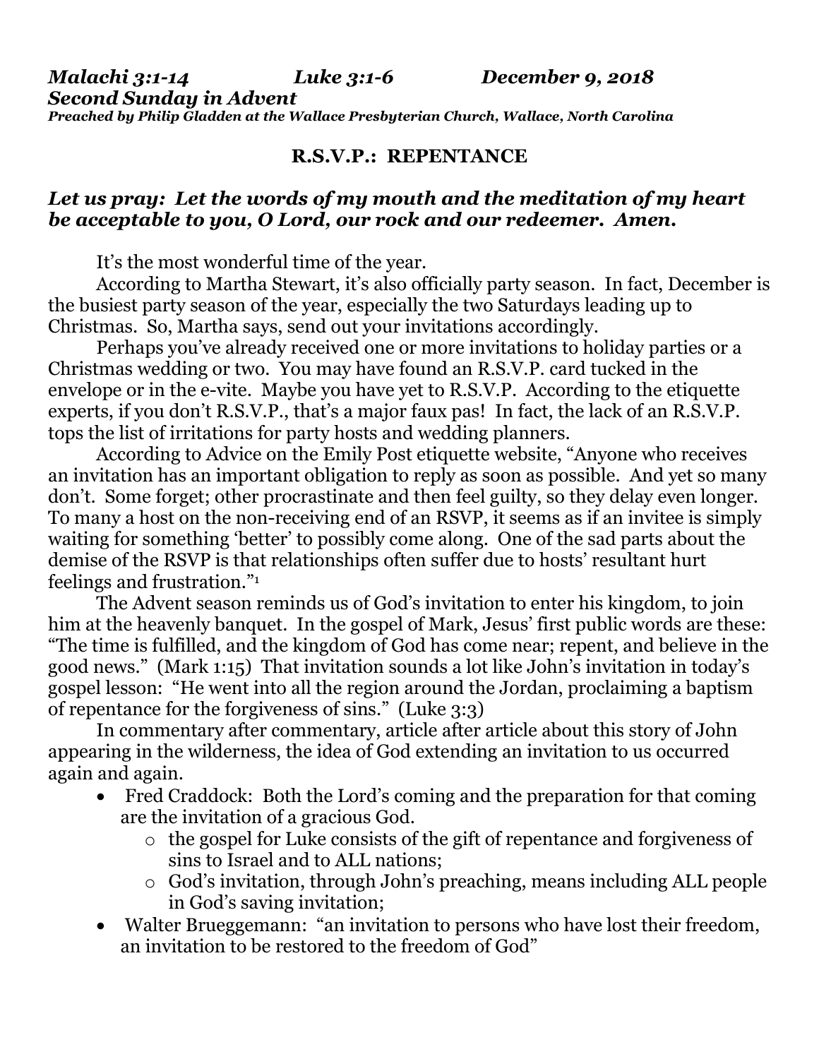***Malachi 3:1-14 Luke 3:1-6 December 9, 2018***
***Second Sunday in Advent***
***Preached by Philip Gladden at the Wallace Presbyterian Church, Wallace, North Carolina***

**R.S.V.P.: REPENTANCE**

***Let us pray: Let the words of my mouth and the meditation of my heart be acceptable to you, O Lord, our rock and our redeemer. Amen.***

It's the most wonderful time of the year.

According to Martha Stewart, it's also officially party season. In fact, December is the busiest party season of the year, especially the two Saturdays leading up to Christmas. So, Martha says, send out your invitations accordingly.

Perhaps you've already received one or more invitations to holiday parties or a Christmas wedding or two. You may have found an R.S.V.P. card tucked in the envelope or in the e-vite. Maybe you have yet to R.S.V.P. According to the etiquette experts, if you don't R.S.V.P., that's a major faux pas! In fact, the lack of an R.S.V.P. tops the list of irritations for party hosts and wedding planners.

According to Advice on the Emily Post etiquette website, "Anyone who receives an invitation has an important obligation to reply as soon as possible. And yet so many don't. Some forget; other procrastinate and then feel guilty, so they delay even longer. To many a host on the non-receiving end of an RSVP, it seems as if an invitee is simply waiting for something 'better' to possibly come along. One of the sad parts about the demise of the RSVP is that relationships often suffer due to hosts' resultant hurt feelings and frustration."[1]

The Advent season reminds us of God's invitation to enter his kingdom, to join him at the heavenly banquet. In the gospel of Mark, Jesus' first public words are these: "The time is fulfilled, and the kingdom of God has come near; repent, and believe in the good news." (Mark 1:15) That invitation sounds a lot like John's invitation in today's gospel lesson: "He went into all the region around the Jordan, proclaiming a baptism of repentance for the forgiveness of sins." (Luke 3:3)

In commentary after commentary, article after article about this story of John appearing in the wilderness, the idea of God extending an invitation to us occurred again and again.

- Fred Craddock: Both the Lord's coming and the preparation for that coming are the invitation of a gracious God.
  - the gospel for Luke consists of the gift of repentance and forgiveness of sins to Israel and to ALL nations;
  - God's invitation, through John's preaching, means including ALL people in God's saving invitation;
- Walter Brueggemann: "an invitation to persons who have lost their freedom, an invitation to be restored to the freedom of God"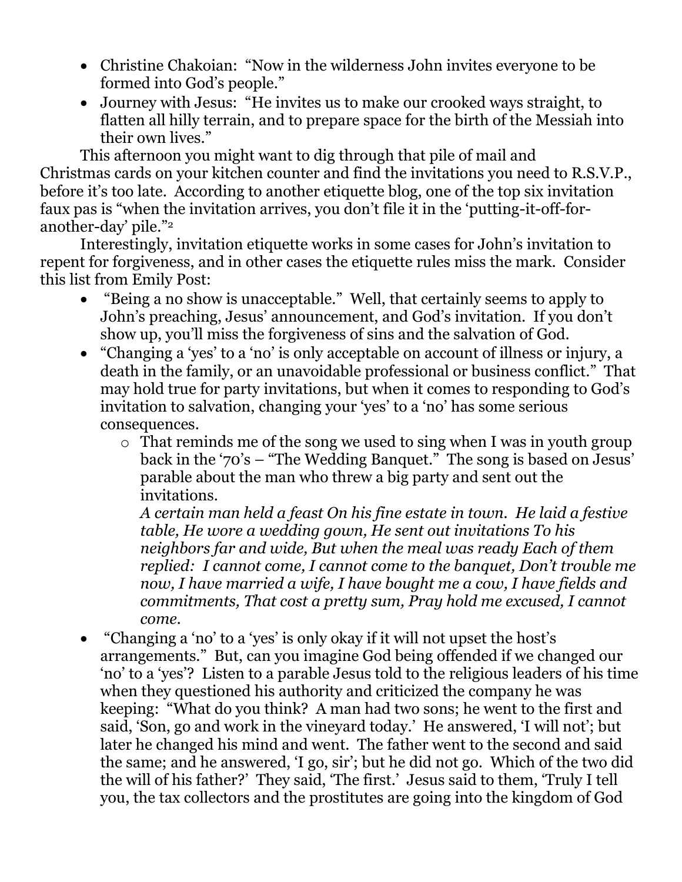- Christine Chakoian: “Now in the wilderness John invites everyone to be formed into God’s people.”
- Journey with Jesus: “He invites us to make our crooked ways straight, to flatten all hilly terrain, and to prepare space for the birth of the Messiah into their own lives.”

This afternoon you might want to dig through that pile of mail and Christmas cards on your kitchen counter and find the invitations you need to R.S.V.P., before it’s too late. According to another etiquette blog, one of the top six invitation faux pas is “when the invitation arrives, you don’t file it in the ‘putting-it-off-for-another-day’ pile.”[2]

Interestingly, invitation etiquette works in some cases for John’s invitation to repent for forgiveness, and in other cases the etiquette rules miss the mark. Consider this list from Emily Post:

- “Being a no show is unacceptable.” Well, that certainly seems to apply to John’s preaching, Jesus’ announcement, and God’s invitation. If you don’t show up, you’ll miss the forgiveness of sins and the salvation of God.
- “Changing a ‘yes’ to a ‘no’ is only acceptable on account of illness or injury, a death in the family, or an unavoidable professional or business conflict.” That may hold true for party invitations, but when it comes to responding to God’s invitation to salvation, changing your ‘yes’ to a ‘no’ has some serious consequences.
    - That reminds me of the song we used to sing when I was in youth group back in the ‘70’s – “The Wedding Banquet.” The song is based on Jesus’ parable about the man who threw a big party and sent out the invitations.
      *A certain man held a feast On his fine estate in town. He laid a festive table, He wore a wedding gown, He sent out invitations To his neighbors far and wide, But when the meal was ready Each of them replied: I cannot come, I cannot come to the banquet, Don’t trouble me now, I have married a wife, I have bought me a cow, I have fields and commitments, That cost a pretty sum, Pray hold me excused, I cannot come.*
- “Changing a ‘no’ to a ‘yes’ is only okay if it will not upset the host’s arrangements.” But, can you imagine God being offended if we changed our ‘no’ to a ‘yes’? Listen to a parable Jesus told to the religious leaders of his time when they questioned his authority and criticized the company he was keeping: “What do you think? A man had two sons; he went to the first and said, ‘Son, go and work in the vineyard today.’ He answered, ‘I will not’; but later he changed his mind and went. The father went to the second and said the same; and he answered, ‘I go, sir’; but he did not go. Which of the two did the will of his father?’ They said, ‘The first.’ Jesus said to them, ‘Truly I tell you, the tax collectors and the prostitutes are going into the kingdom of God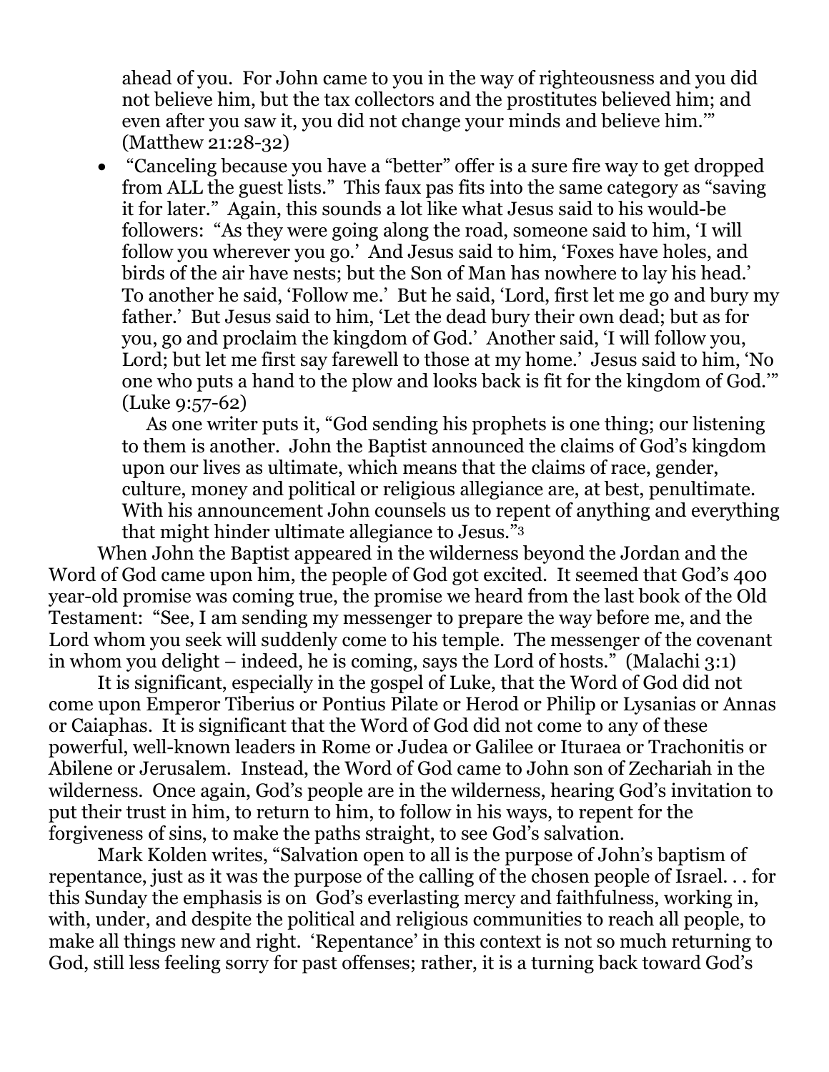ahead of you. For John came to you in the way of righteousness and you did not believe him, but the tax collectors and the prostitutes believed him; and even after you saw it, you did not change your minds and believe him.'" (Matthew 21:28-32)

- "Canceling because you have a "better" offer is a sure fire way to get dropped from ALL the guest lists." This faux pas fits into the same category as "saving it for later." Again, this sounds a lot like what Jesus said to his would-be followers: "As they were going along the road, someone said to him, 'I will follow you wherever you go.' And Jesus said to him, 'Foxes have holes, and birds of the air have nests; but the Son of Man has nowhere to lay his head.' To another he said, 'Follow me.' But he said, 'Lord, first let me go and bury my father.' But Jesus said to him, 'Let the dead bury their own dead; but as for you, go and proclaim the kingdom of God.' Another said, 'I will follow you, Lord; but let me first say farewell to those at my home.' Jesus said to him, 'No one who puts a hand to the plow and looks back is fit for the kingdom of God.'" (Luke 9:57-62)

  As one writer puts it, "God sending his prophets is one thing; our listening to them is another. John the Baptist announced the claims of God's kingdom upon our lives as ultimate, which means that the claims of race, gender, culture, money and political or religious allegiance are, at best, penultimate. With his announcement John counsels us to repent of anything and everything that might hinder ultimate allegiance to Jesus."[3]

When John the Baptist appeared in the wilderness beyond the Jordan and the Word of God came upon him, the people of God got excited. It seemed that God's 400 year-old promise was coming true, the promise we heard from the last book of the Old Testament: "See, I am sending my messenger to prepare the way before me, and the Lord whom you seek will suddenly come to his temple. The messenger of the covenant in whom you delight – indeed, he is coming, says the Lord of hosts." (Malachi 3:1)

It is significant, especially in the gospel of Luke, that the Word of God did not come upon Emperor Tiberius or Pontius Pilate or Herod or Philip or Lysanias or Annas or Caiaphas. It is significant that the Word of God did not come to any of these powerful, well-known leaders in Rome or Judea or Galilee or Ituraea or Trachonitis or Abilene or Jerusalem. Instead, the Word of God came to John son of Zechariah in the wilderness. Once again, God's people are in the wilderness, hearing God's invitation to put their trust in him, to return to him, to follow in his ways, to repent for the forgiveness of sins, to make the paths straight, to see God's salvation.

Mark Kolden writes, "Salvation open to all is the purpose of John's baptism of repentance, just as it was the purpose of the calling of the chosen people of Israel. . . for this Sunday the emphasis is on God's everlasting mercy and faithfulness, working in, with, under, and despite the political and religious communities to reach all people, to make all things new and right. 'Repentance' in this context is not so much returning to God, still less feeling sorry for past offenses; rather, it is a turning back toward God's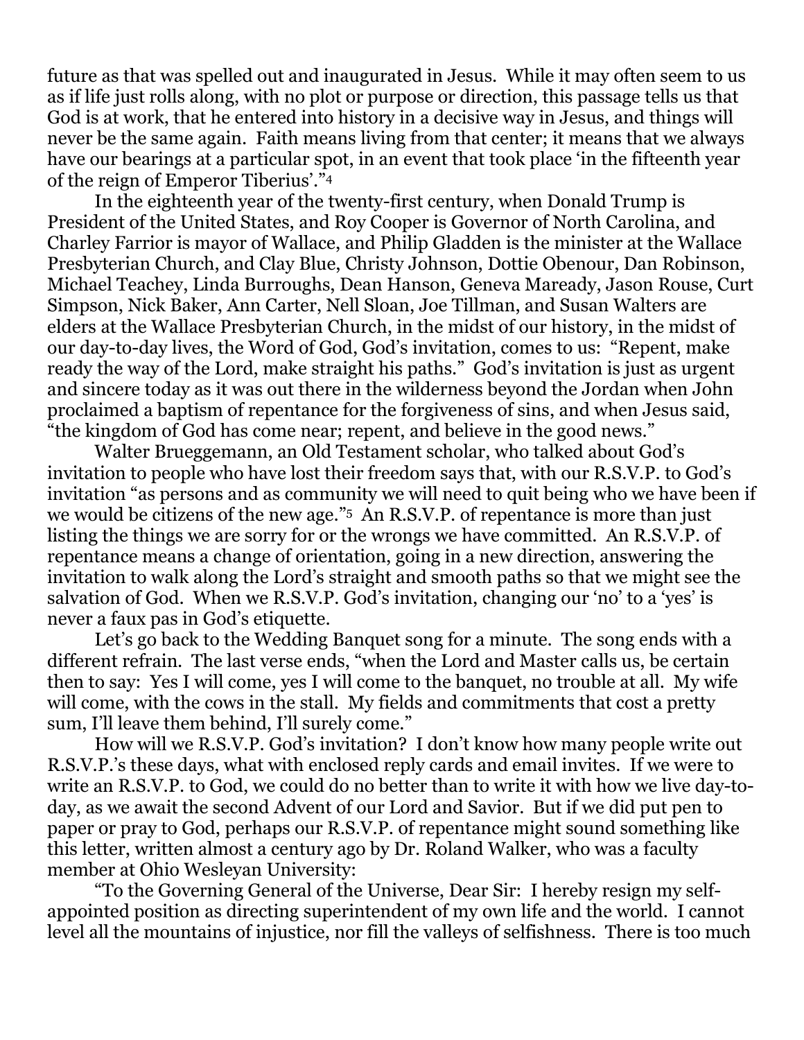future as that was spelled out and inaugurated in Jesus. While it may often seem to us as if life just rolls along, with no plot or purpose or direction, this passage tells us that God is at work, that he entered into history in a decisive way in Jesus, and things will never be the same again. Faith means living from that center; it means that we always have our bearings at a particular spot, in an event that took place 'in the fifteenth year of the reign of Emperor Tiberius'."[4]

In the eighteenth year of the twenty-first century, when Donald Trump is President of the United States, and Roy Cooper is Governor of North Carolina, and Charley Farrior is mayor of Wallace, and Philip Gladden is the minister at the Wallace Presbyterian Church, and Clay Blue, Christy Johnson, Dottie Obenour, Dan Robinson, Michael Teachey, Linda Burroughs, Dean Hanson, Geneva Maready, Jason Rouse, Curt Simpson, Nick Baker, Ann Carter, Nell Sloan, Joe Tillman, and Susan Walters are elders at the Wallace Presbyterian Church, in the midst of our history, in the midst of our day-to-day lives, the Word of God, God's invitation, comes to us: "Repent, make ready the way of the Lord, make straight his paths." God's invitation is just as urgent and sincere today as it was out there in the wilderness beyond the Jordan when John proclaimed a baptism of repentance for the forgiveness of sins, and when Jesus said, "the kingdom of God has come near; repent, and believe in the good news."

Walter Brueggemann, an Old Testament scholar, who talked about God's invitation to people who have lost their freedom says that, with our R.S.V.P. to God's invitation "as persons and as community we will need to quit being who we have been if we would be citizens of the new age."[5] An R.S.V.P. of repentance is more than just listing the things we are sorry for or the wrongs we have committed. An R.S.V.P. of repentance means a change of orientation, going in a new direction, answering the invitation to walk along the Lord's straight and smooth paths so that we might see the salvation of God. When we R.S.V.P. God's invitation, changing our 'no' to a 'yes' is never a faux pas in God's etiquette.

Let's go back to the Wedding Banquet song for a minute. The song ends with a different refrain. The last verse ends, "when the Lord and Master calls us, be certain then to say: Yes I will come, yes I will come to the banquet, no trouble at all. My wife will come, with the cows in the stall. My fields and commitments that cost a pretty sum, I'll leave them behind, I'll surely come."

How will we R.S.V.P. God's invitation? I don't know how many people write out R.S.V.P.'s these days, what with enclosed reply cards and email invites. If we were to write an R.S.V.P. to God, we could do no better than to write it with how we live day-to-day, as we await the second Advent of our Lord and Savior. But if we did put pen to paper or pray to God, perhaps our R.S.V.P. of repentance might sound something like this letter, written almost a century ago by Dr. Roland Walker, who was a faculty member at Ohio Wesleyan University:

"To the Governing General of the Universe, Dear Sir: I hereby resign my self-appointed position as directing superintendent of my own life and the world. I cannot level all the mountains of injustice, nor fill the valleys of selfishness. There is too much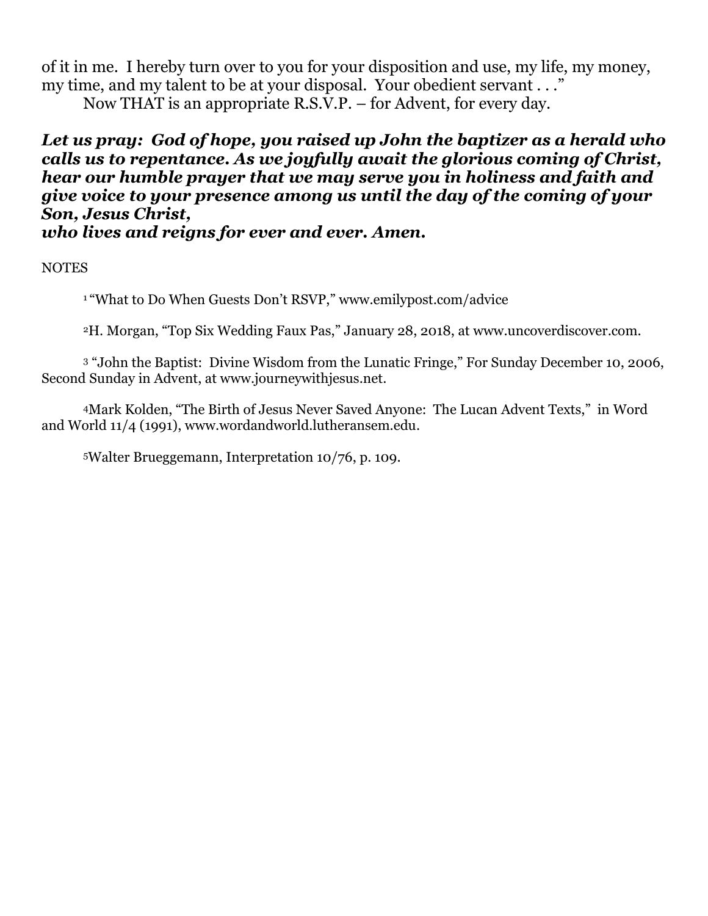of it in me. I hereby turn over to you for your disposition and use, my life, my money, my time, and my talent to be at your disposal. Your obedient servant . . ."

Now THAT is an appropriate R.S.V.P. – for Advent, for every day.

***Let us pray: God of hope, you raised up John the baptizer as a herald who calls us to repentance. As we joyfully await the glorious coming of Christ, hear our humble prayer that we may serve you in holiness and faith and give voice to your presence among us until the day of the coming of your Son, Jesus Christ,***
***who lives and reigns for ever and ever. Amen.***

NOTES

[1] "What to Do When Guests Don't RSVP," www.emilypost.com/advice

[2] H. Morgan, "Top Six Wedding Faux Pas," January 28, 2018, at www.uncoverdiscover.com.

[3] "John the Baptist: Divine Wisdom from the Lunatic Fringe," For Sunday December 10, 2006, Second Sunday in Advent, at www.journeywithjesus.net.

[4] Mark Kolden, "The Birth of Jesus Never Saved Anyone: The Lucan Advent Texts," in Word and World 11/4 (1991), www.wordandworld.lutheransem.edu.

[5] Walter Brueggemann, Interpretation 10/76, p. 109.